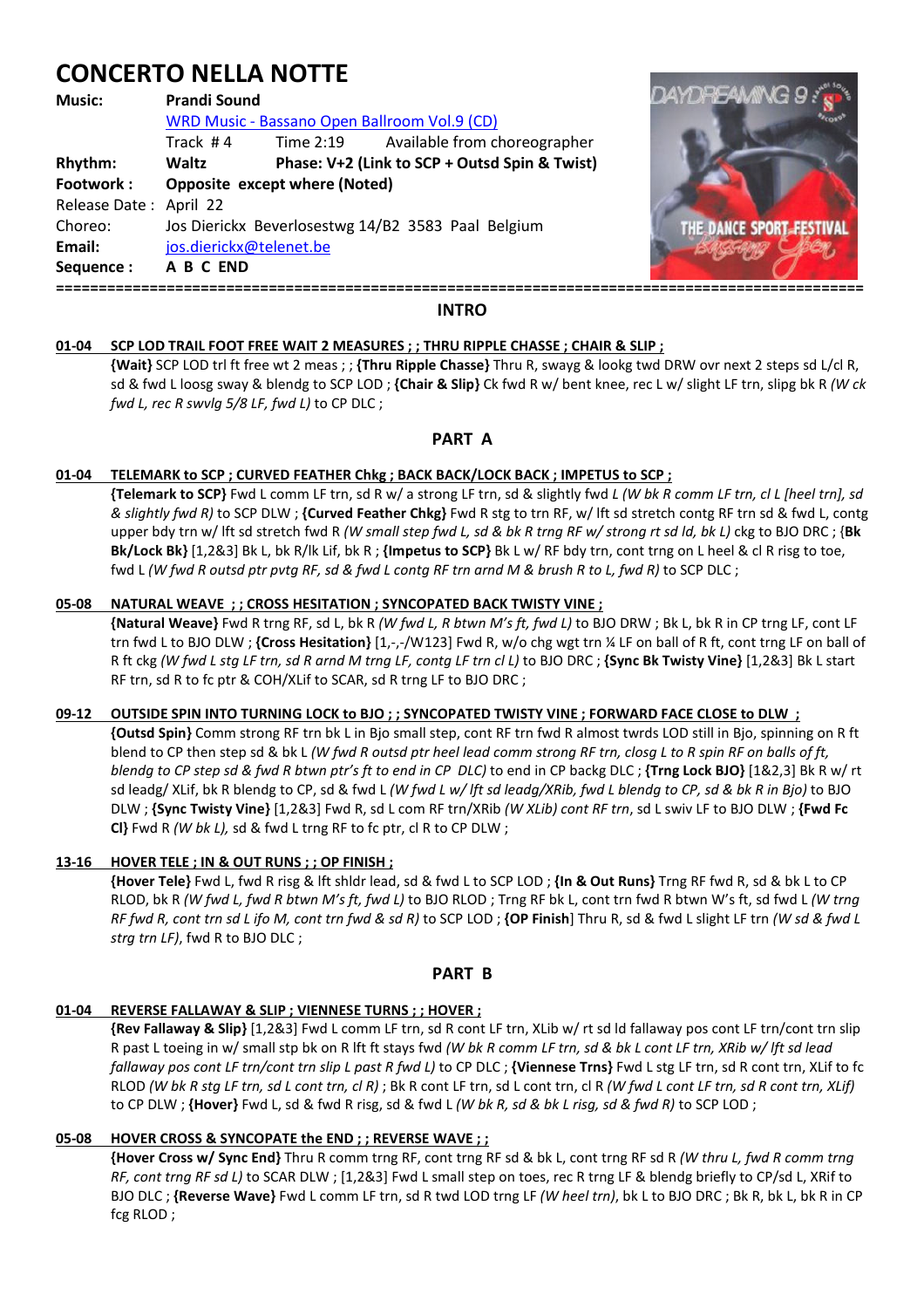# CONCERTO NELLA NOTTE

**Music:** **Prandi Sound**
WRD Music - Bassano Open Ballroom Vol.9 (CD)
Track # 4 Time 2:19 Available from choreographer
**Rhythm:** **Waltz** **Phase: V+2 (Link to SCP + Outsd Spin & Twist)**
**Footwork :** **Opposite except where (Noted)**
Release Date : April 22
Choreo: Jos Dierickx Beverlosestwg 14/B2 3583 Paal Belgium
**Email:** jos.dierickx@telenet.be
**Sequence :** **A B C END**

## INTRO

**01-04 SCP LOD TRAIL FOOT FREE WAIT 2 MEASURES ; ; THRU RIPPLE CHASSE ; CHAIR & SLIP ;**
**{Wait}** SCP LOD trl ft free wt 2 meas ; ; **{Thru Ripple Chasse}** Thru R, swayg & lookg twd DRW ovr next 2 steps sd L/cl R, sd & fwd L loosg sway & blendg to SCP LOD ; **{Chair & Slip}** Ck fwd R w/ bent knee, rec L w/ slight LF trn, slipg bk R *(W ck fwd L, rec R swvlg 5/8 LF, fwd L)* to CP DLC ;

## PART A

**01-04 TELEMARK to SCP ; CURVED FEATHER Chkg ; BACK BACK/LOCK BACK ; IMPETUS to SCP ;**
**{Telemark to SCP}** Fwd L comm LF trn, sd R w/ a strong LF trn, sd & slightly fwd *L (W bk R comm LF trn, cl L [heel trn], sd & slightly fwd R)* to SCP DLW ; **{Curved Feather Chkg}** Fwd R stg to trn RF, w/ lft sd stretch contg RF trn sd & fwd L, contg upper bdy trn w/ lft sd stretch fwd R *(W small step fwd L, sd & bk R trng RF w/ strong rt sd ld, bk L)* ckg to BJO DRC ; {**Bk Bk/Lock Bk}** [1,2&3] Bk L, bk R/lk Lif, bk R ; **{Impetus to SCP}** Bk L w/ RF bdy trn, cont trng on L heel & cl R risg to toe, fwd L *(W fwd R outsd ptr pvtg RF, sd & fwd L contg RF trn arnd M & brush R to L, fwd R)* to SCP DLC ;

**05-08 NATURAL WEAVE ; ; CROSS HESITATION ; SYNCOPATED BACK TWISTY VINE ;**
**{Natural Weave}** Fwd R trng RF, sd L, bk R *(W fwd L, R btwn M's ft, fwd L)* to BJO DRW ; Bk L, bk R in CP trng LF, cont LF trn fwd L to BJO DLW ; **{Cross Hesitation}** [1,-,-/W123] Fwd R, w/o chg wgt trn ¼ LF on ball of R ft, cont trng LF on ball of R ft ckg *(W fwd L stg LF trn, sd R arnd M trng LF, contg LF trn cl L)* to BJO DRC ; **{Sync Bk Twisty Vine}** [1,2&3] Bk L start RF trn, sd R to fc ptr & COH/XLif to SCAR, sd R trng LF to BJO DRC ;

**09-12 OUTSIDE SPIN INTO TURNING LOCK to BJO ; ; SYNCOPATED TWISTY VINE ; FORWARD FACE CLOSE to DLW ;**
**{Outsd Spin}** Comm strong RF trn bk L in Bjo small step, cont RF trn fwd R almost twrds LOD still in Bjo, spinning on R ft blend to CP then step sd & bk L *(W fwd R outsd ptr heel lead comm strong RF trn, closg L to R spin RF on balls of ft, blendg to CP step sd & fwd R btwn ptr's ft to end in CP DLC)* to end in CP backg DLC ; **{Trng Lock BJO}** [1&2,3] Bk R w/ rt sd leadg/ XLif, bk R blendg to CP, sd & fwd L *(W fwd L w/ lft sd leadg/XRib, fwd L blendg to CP, sd & bk R in Bjo)* to BJO DLW ; **{Sync Twisty Vine}** [1,2&3] Fwd R, sd L com RF trn/XRib *(W XLib)* cont *RF trn*, sd L swiv LF to BJO DLW ; **{Fwd Fc Cl}** Fwd R *(W bk L),* sd & fwd L trng RF to fc ptr, cl R to CP DLW ;

**13-16 HOVER TELE ; IN & OUT RUNS ; ; OP FINISH ;**
**{Hover Tele}** Fwd L, fwd R risg & lft shldr lead, sd & fwd L to SCP LOD ; **{In & Out Runs}** Trng RF fwd R, sd & bk L to CP RLOD, bk R *(W fwd L, fwd R btwn M's ft, fwd L)* to BJO RLOD ; Trng RF bk L, cont trn fwd R btwn W's ft, sd fwd L *(W trng RF fwd R, cont trn sd L ifo M, cont trn fwd & sd R)* to SCP LOD ; **{OP Finish}** Thru R, sd & fwd L slight LF trn *(W sd & fwd L strg trn LF)*, fwd R to BJO DLC ;

## PART B

**01-04 REVERSE FALLAWAY & SLIP ; VIENNESE TURNS ; ; HOVER ;**
**{Rev Fallaway & Slip}** [1,2&3] Fwd L comm LF trn, sd R cont LF trn, XLib w/ rt sd ld fallaway pos cont LF trn/cont trn slip R past L toeing in w/ small stp bk on R lft ft stays fwd *(W bk R comm LF trn, sd & bk L cont LF trn, XRib w/ lft sd lead fallaway pos cont LF trn/cont trn slip L past R fwd L)* to CP DLC ; **{Viennese Trns}** Fwd L stg LF trn, sd R cont trn, XLif to fc RLOD *(W bk R stg LF trn, sd L cont trn, cl R)* ; Bk R cont LF trn, sd L cont trn, cl R *(W fwd L cont LF trn, sd R cont trn, XLif)* to CP DLW ; **{Hover}** Fwd L, sd & fwd R risg, sd & fwd L *(W bk R, sd & bk L risg, sd & fwd R)* to SCP LOD ;

**05-08 HOVER CROSS & SYNCOPATE the END ; ; REVERSE WAVE ; ;**
**{Hover Cross w/ Sync End}** Thru R comm trng RF, cont trng RF sd & bk L, cont trng RF sd R *(W thru L, fwd R comm trng RF, cont trng RF sd L)* to SCAR DLW ; [1,2&3] Fwd L small step on toes, rec R trng LF & blendg briefly to CP/sd L, XRif to BJO DLC ; **{Reverse Wave}** Fwd L comm LF trn, sd R twd LOD trng LF *(W heel trn)*, bk L to BJO DRC ; Bk R, bk L, bk R in CP fcg RLOD ;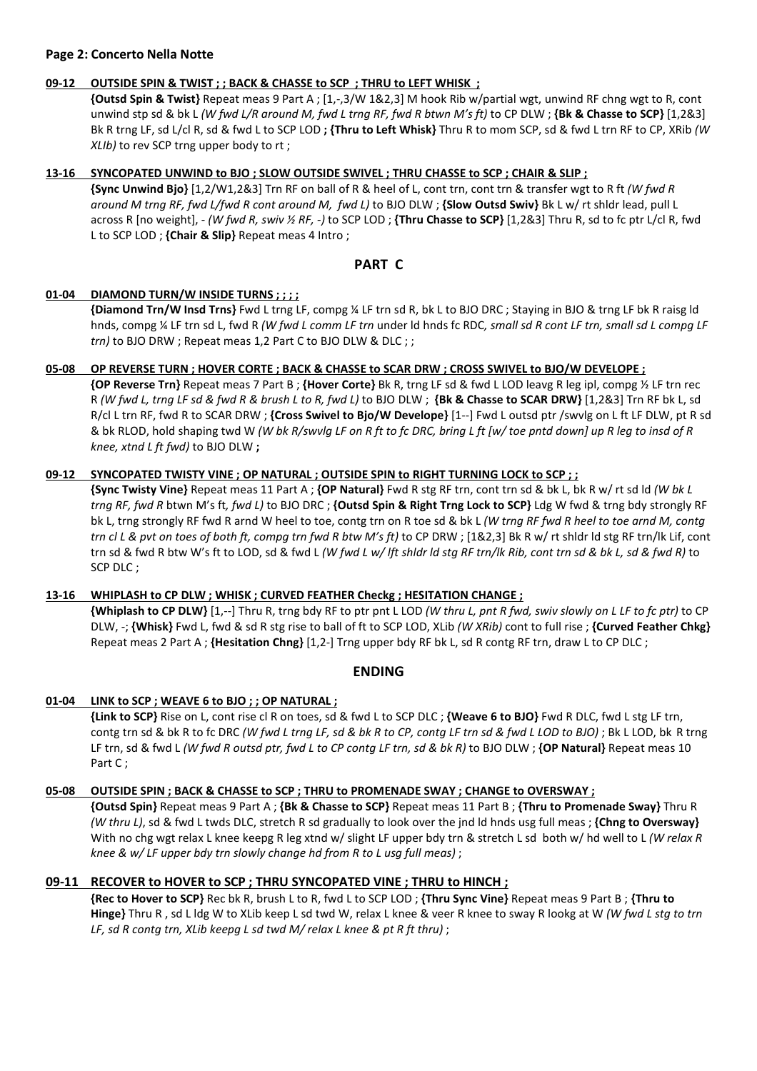**Page 2: Concerto Nella Notte**

**09-12 OUTSIDE SPIN & TWIST ; ; BACK & CHASSE to SCP ; THRU to LEFT WHISK ;**

**{Outsd Spin & Twist}** Repeat meas 9 Part A ; [1,-,3/W 1&2,3] M hook Rib w/partial wgt, unwind RF chng wgt to R, cont unwind stp sd & bk L *(W fwd L/R around M, fwd L trng RF, fwd R btwn M's ft)* to CP DLW ; **{Bk & Chasse to SCP}** [1,2&3] Bk R trng LF, sd L/cl R, sd & fwd L to SCP LOD **; {Thru to Left Whisk}** Thru R to mom SCP, sd & fwd L trn RF to CP, XRib *(W XLIb)* to rev SCP trng upper body to rt ;

**13-16 SYNCOPATED UNWIND to BJO ; SLOW OUTSIDE SWIVEL ; THRU CHASSE to SCP ; CHAIR & SLIP ;**

**{Sync Unwind Bjo}** [1,2/W1,2&3] Trn RF on ball of R & heel of L, cont trn, cont trn & transfer wgt to R ft *(W fwd R around M trng RF, fwd L/fwd R cont around M, fwd L)* to BJO DLW ; **{Slow Outsd Swiv}** Bk L w/ rt shldr lead, pull L across R [no weight], - *(W fwd R, swiv ½ RF, -)* to SCP LOD ; **{Thru Chasse to SCP}** [1,2&3] Thru R, sd to fc ptr L/cl R, fwd L to SCP LOD ; **{Chair & Slip}** Repeat meas 4 Intro ;

## PART C

**01-04 DIAMOND TURN/W INSIDE TURNS ; ; ; ;**

**{Diamond Trn/W Insd Trns}** Fwd L trng LF, compg ¼ LF trn sd R, bk L to BJO DRC ; Staying in BJO & trng LF bk R raisg ld hnds, compg ¼ LF trn sd L, fwd R *(W fwd L comm LF trn* under ld hnds fc RDC*, small sd R cont LF trn, small sd L compg LF trn)* to BJO DRW ; Repeat meas 1,2 Part C to BJO DLW & DLC ; ;

**05-08 OP REVERSE TURN ; HOVER CORTE ; BACK & CHASSE to SCAR DRW ; CROSS SWIVEL to BJO/W DEVELOPE ;**

**{OP Reverse Trn}** Repeat meas 7 Part B ; **{Hover Corte}** Bk R, trng LF sd & fwd L LOD leavg R leg ipl, compg ½ LF trn rec R *(W fwd L, trng LF sd & fwd R & brush L to R, fwd L)* to BJO DLW ; **{Bk & Chasse to SCAR DRW}** [1,2&3] Trn RF bk L, sd R/cl L trn RF, fwd R to SCAR DRW ; **{Cross Swivel to Bjo/W Develope}** [1--] Fwd L outsd ptr /swvlg on L ft LF DLW, pt R sd & bk RLOD, hold shaping twd W *(W bk R/swvlg LF on R ft to fc DRC, bring L ft [w/ toe pntd down] up R leg to insd of R knee, xtnd L ft fwd)* to BJO DLW **;**

**09-12 SYNCOPATED TWISTY VINE ; OP NATURAL ; OUTSIDE SPIN to RIGHT TURNING LOCK to SCP ; ;**

**{Sync Twisty Vine}** Repeat meas 11 Part A ; **{OP Natural}** Fwd R stg RF trn, cont trn sd & bk L, bk R w/ rt sd ld *(W bk L trng RF, fwd R* btwn M's ft*, fwd L)* to BJO DRC ; **{Outsd Spin & Right Trng Lock to SCP}** Ldg W fwd & trng bdy strongly RF bk L, trng strongly RF fwd R arnd W heel to toe, contg trn on R toe sd & bk L *(W trng RF fwd R heel to toe arnd M, contg trn cl L & pvt on toes of both ft, compg trn fwd R btw M's ft)* to CP DRW ; [1&2,3] Bk R w/ rt shldr ld stg RF trn/lk Lif, cont trn sd & fwd R btw W's ft to LOD, sd & fwd L *(W fwd L w/ lft shldr ld stg RF trn/lk Rib, cont trn sd & bk L, sd & fwd R)* to SCP DLC ;

**13-16 WHIPLASH to CP DLW ; WHISK ; CURVED FEATHER Checkg ; HESITATION CHANGE ;**

**{Whiplash to CP DLW}** [1,--] Thru R, trng bdy RF to ptr pnt L LOD *(W thru L, pnt R fwd, swiv slowly on L LF to fc ptr)* to CP DLW, -; **{Whisk}** Fwd L, fwd & sd R stg rise to ball of ft to SCP LOD, XLib *(W XRib)* cont to full rise ; **{Curved Feather Chkg}** Repeat meas 2 Part A ; **{Hesitation Chng}** [1,2-] Trng upper bdy RF bk L, sd R contg RF trn, draw L to CP DLC ;

## ENDING

**01-04 LINK to SCP ; WEAVE 6 to BJO ; ; OP NATURAL ;**

**{Link to SCP}** Rise on L, cont rise cl R on toes, sd & fwd L to SCP DLC ; **{Weave 6 to BJO}** Fwd R DLC, fwd L stg LF trn, contg trn sd & bk R to fc DRC *(W fwd L trng LF, sd & bk R to CP, contg LF trn sd & fwd L LOD to BJO)* ; Bk L LOD, bk R trng LF trn, sd & fwd L *(W fwd R outsd ptr, fwd L to CP contg LF trn, sd & bk R)* to BJO DLW ; **{OP Natural}** Repeat meas 10 Part C ;

**05-08 OUTSIDE SPIN ; BACK & CHASSE to SCP ; THRU to PROMENADE SWAY ; CHANGE to OVERSWAY ;**

**{Outsd Spin}** Repeat meas 9 Part A ; **{Bk & Chasse to SCP}** Repeat meas 11 Part B ; **{Thru to Promenade Sway}** Thru R *(W thru L)*, sd & fwd L twds DLC, stretch R sd gradually to look over the jnd ld hnds usg full meas ; **{Chng to Oversway}** With no chg wgt relax L knee keepg R leg xtnd w/ slight LF upper bdy trn & stretch L sd both w/ hd well to L *(W relax R knee & w/ LF upper bdy trn slowly change hd from R to L usg full meas)* ;

**09-11 RECOVER to HOVER to SCP ; THRU SYNCOPATED VINE ; THRU to HINCH ;**

**{Rec to Hover to SCP}** Rec bk R, brush L to R, fwd L to SCP LOD ; **{Thru Sync Vine}** Repeat meas 9 Part B ; **{Thru to Hinge}** Thru R , sd L ldg W to XLib keep L sd twd W, relax L knee & veer R knee to sway R lookg at W *(W fwd L stg to trn LF, sd R contg trn, XLib keepg L sd twd M/ relax L knee & pt R ft thru)* ;